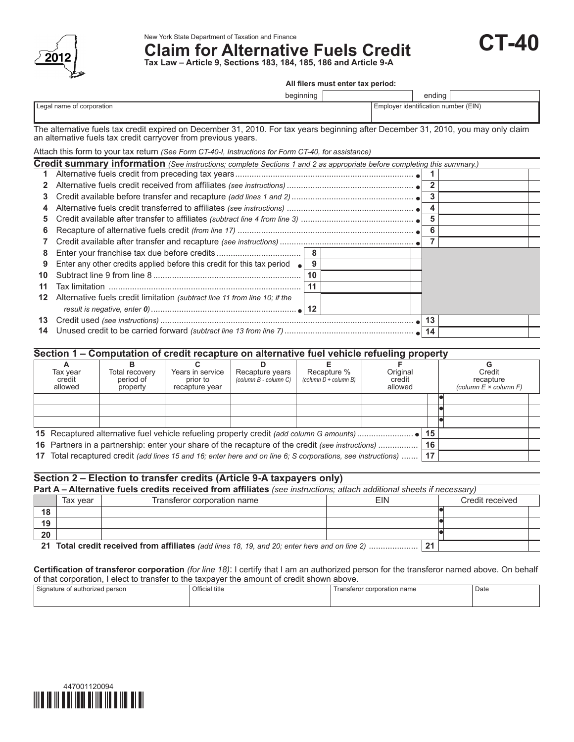New York State Department of Taxation and Finance

# Claim for Alternative Fuels Credit

**CT-40**

**2012**

**Tax Law – Article 9, Sections 183, 184, 185, 186 and Article 9-A**

**All filers must enter tax period:**

beginning ____________ ending ____________

| Legal name of corporation | Employer identification number (EIN) |
|---|---|
| | |

The alternative fuels tax credit expired on December 31, 2010. For tax years beginning after December 31, 2010, you may only claim an alternative fuels tax credit carryover from previous years.

Attach this form to your tax return *(See Form CT-40-I, Instructions for Form CT-40, for assistance)*

## Credit summary information *(See instructions; complete Sections 1 and 2 as appropriate before completing this summary.)*

| | | | |
|---|---|---|---|
| 1 | Alternative fuels credit from preceding tax years | 1 | |
| 2 | Alternative fuels credit received from affiliates *(see instructions)* | 2 | |
| 3 | Credit available before transfer and recapture *(add lines 1 and 2)* | 3 | |
| 4 | Alternative fuels credit transferred to affiliates *(see instructions)* | 4 | |
| 5 | Credit available after transfer to affiliates *(subtract line 4 from line 3)* | 5 | |
| 6 | Recapture of alternative fuels credit *(from line 17)* | 6 | |
| 7 | Credit available after transfer and recapture *(see instructions)* | 7 | |
| 8 | Enter your franchise tax due before credits | 8 | |
| 9 | Enter any other credits applied before this credit for this tax period | 9 | |
| 10 | Subtract line 9 from line 8 | 10 | |
| 11 | Tax limitation | 11 | |
| 12 | Alternative fuels credit limitation *(subtract line 11 from line 10; if the result is negative, enter **0**)* | 12 | |
| 13 | Credit used *(see instructions)* | 13 | |
| 14 | Unused credit to be carried forward *(subtract line 13 from line 7)* | 14 | |

## Section 1 – Computation of credit recapture on alternative fuel vehicle refueling property

| A<br>Tax year credit allowed | B<br>Total recovery period of property | C<br>Years in service prior to recapture year | D<br>Recapture years *(column B - column C)* | E<br>Recapture % *(column D ÷ column B)* | F<br>Original credit allowed | G<br>Credit recapture *(column E × column F)* |
|---|---|---|---|---|---|---|
| | | | | | | |
| | | | | | | |
| | | | | | | |

| | | | |
|---|---|---|---|
| 15 | Recaptured alternative fuel vehicle refueling property credit *(add column G amounts)* | 15 | |
| 16 | Partners in a partnership: enter your share of the recapture of the credit *(see instructions)* | 16 | |
| 17 | Total recaptured credit *(add lines 15 and 16; enter here and on line 6; S corporations, see instructions)* | 17 | |

## Section 2 – Election to transfer credits (Article 9-A taxpayers only)

**Part A – Alternative fuels credits received from affiliates** *(see instructions; attach additional sheets if necessary)*

| | Tax year | Transferor corporation name | EIN | Credit received |
|---|---|---|---|---|
| 18 | | | | |
| 19 | | | | |
| 20 | | | | |

| | | | |
|---|---|---|---|
| 21 | **Total credit received from affiliates** *(add lines 18, 19, and 20; enter here and on line 2)* | 21 | |

**Certification of transferor corporation** *(for line 18)*: I certify that I am an authorized person for the transferor named above. On behalf of that corporation, I elect to transfer to the taxpayer the amount of credit shown above.

| Signature of authorized person | Official title | Transferor corporation name | Date |
|---|---|---|---|
| | | | |

447001120094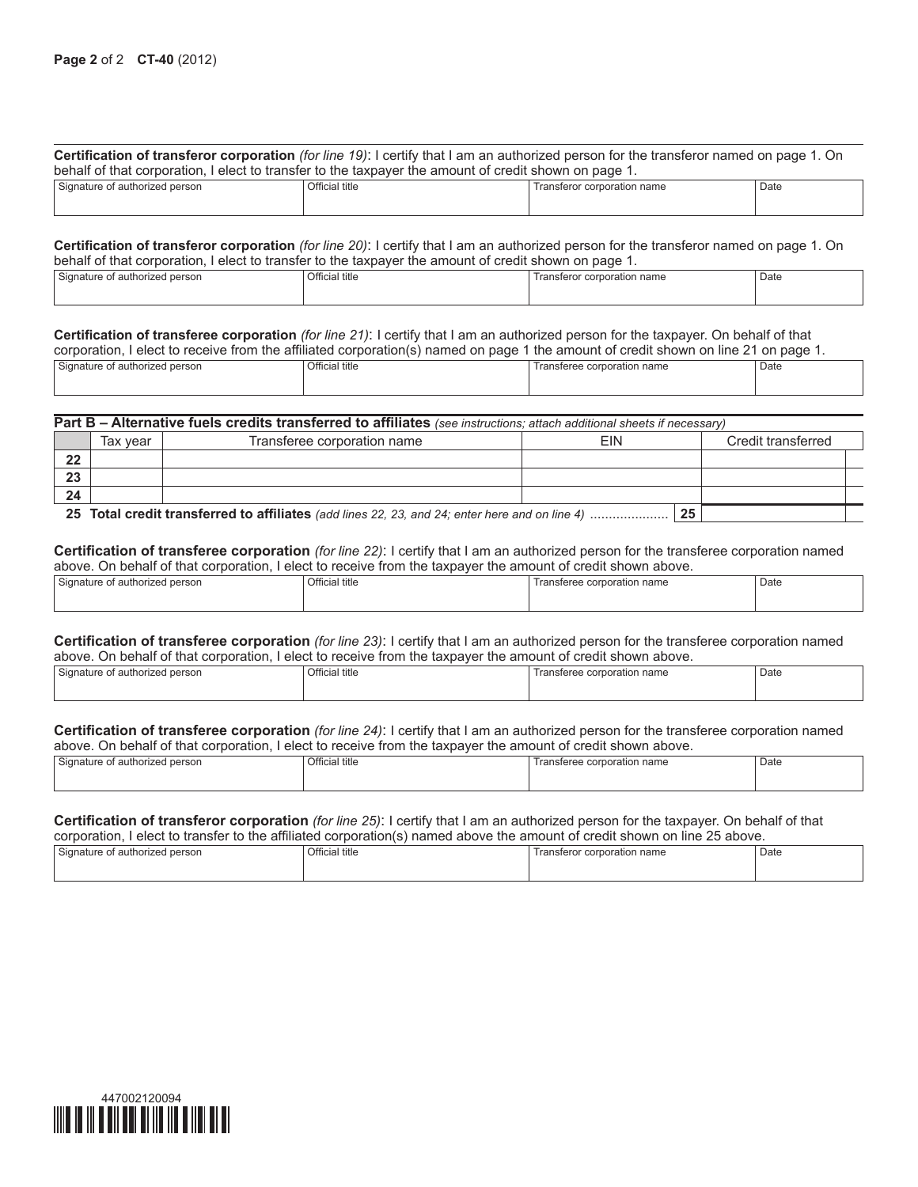**Certification of transferor corporation** *(for line 19)*: I certify that I am an authorized person for the transferor named on page 1. On behalf of that corporation, I elect to transfer to the taxpayer the amount of credit shown on page 1.

| Signature of authorized person | Official title | Transferor corporation name | Date |
|---|---|---|---|
| | | | |

**Certification of transferor corporation** *(for line 20)*: I certify that I am an authorized person for the transferor named on page 1. On behalf of that corporation, I elect to transfer to the taxpayer the amount of credit shown on page 1.

| Signature of authorized person | Official title | Transferor corporation name | Date |
|---|---|---|---|
| | | | |

**Certification of transferee corporation** *(for line 21)*: I certify that I am an authorized person for the taxpayer. On behalf of that corporation, I elect to receive from the affiliated corporation(s) named on page 1 the amount of credit shown on line 21 on page 1.

| Signature of authorized person | Official title | Transferee corporation name | Date |
|---|---|---|---|
| | | | |

**Part B – Alternative fuels credits transferred to affiliates** *(see instructions; attach additional sheets if necessary)*

| | Tax year | Transferee corporation name | EIN | Credit transferred |
|---|---|---|---|---|
| 22 | | | | |
| 23 | | | | |
| 24 | | | | |
| **25** | **Total credit transferred to affiliates** *(add lines 22, 23, and 24; enter here and on line 4)* | | 25 | |

**Certification of transferee corporation** *(for line 22)*: I certify that I am an authorized person for the transferee corporation named above. On behalf of that corporation, I elect to receive from the taxpayer the amount of credit shown above.

| Signature of authorized person | Official title | Transferee corporation name | Date |
|---|---|---|---|
| | | | |

**Certification of transferee corporation** *(for line 23)*: I certify that I am an authorized person for the transferee corporation named above. On behalf of that corporation, I elect to receive from the taxpayer the amount of credit shown above.

| Signature of authorized person | Official title | Transferee corporation name | Date |
|---|---|---|---|
| | | | |

**Certification of transferee corporation** *(for line 24)*: I certify that I am an authorized person for the transferee corporation named above. On behalf of that corporation, I elect to receive from the taxpayer the amount of credit shown above.

| Signature of authorized person | Official title | Transferee corporation name | Date |
|---|---|---|---|
| | | | |

**Certification of transferor corporation** *(for line 25)*: I certify that I am an authorized person for the taxpayer. On behalf of that corporation, I elect to transfer to the affiliated corporation(s) named above the amount of credit shown on line 25 above.

| Signature of authorized person | Official title | Transferor corporation name | Date |
|---|---|---|---|
| | | | |

447002120094